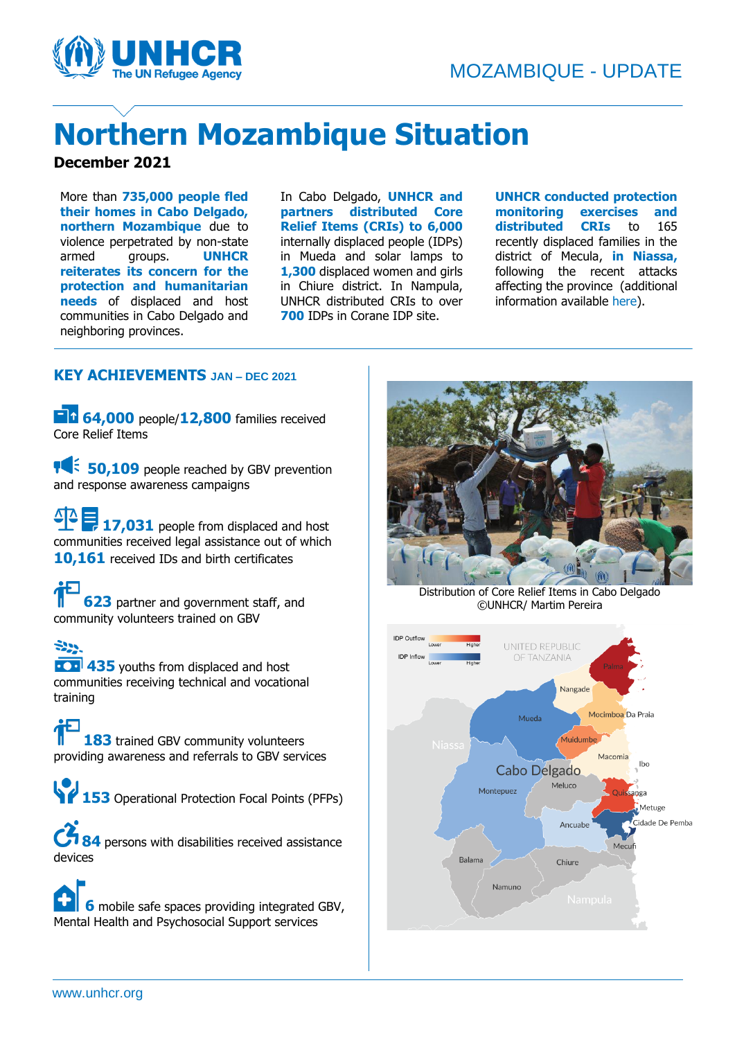MOZAMBIQUE - UPDATE

# Northern Mozambique Situation

**December 2021**

More than **735,000 people fled their homes in Cabo Delgado, northern Mozambique** due to violence perpetrated by non-state armed groups. **UNHCR reiterates its concern for the protection and humanitarian needs** of displaced and host communities in Cabo Delgado and neighboring provinces.

In Cabo Delgado, **UNHCR and partners distributed Core Relief Items (CRIs) to 6,000** internally displaced people (IDPs) in Mueda and solar lamps to **1,300** displaced women and girls in Chiure district. In Nampula, UNHCR distributed CRIs to over **700** IDPs in Corane IDP site.

**UNHCR conducted protection monitoring exercises and distributed CRIs** to 165 recently displaced families in the district of Mecula, **in Niassa,** following the recent attacks affecting the province (additional information available here).

## KEY ACHIEVEMENTS JAN – DEC 2021

**64,000** people/**12,800** families received Core Relief Items

**50,109** people reached by GBV prevention and response awareness campaigns

**17,031** people from displaced and host communities received legal assistance out of which **10,161** received IDs and birth certificates

**623** partner and government staff, and community volunteers trained on GBV

**435** youths from displaced and host communities receiving technical and vocational training

**183** trained GBV community volunteers providing awareness and referrals to GBV services

**153** Operational Protection Focal Points (PFPs)

**84** persons with disabilities received assistance devices

**6** mobile safe spaces providing integrated GBV, Mental Health and Psychosocial Support services

Distribution of Core Relief Items in Cabo Delgado
©UNHCR/ Martim Pereira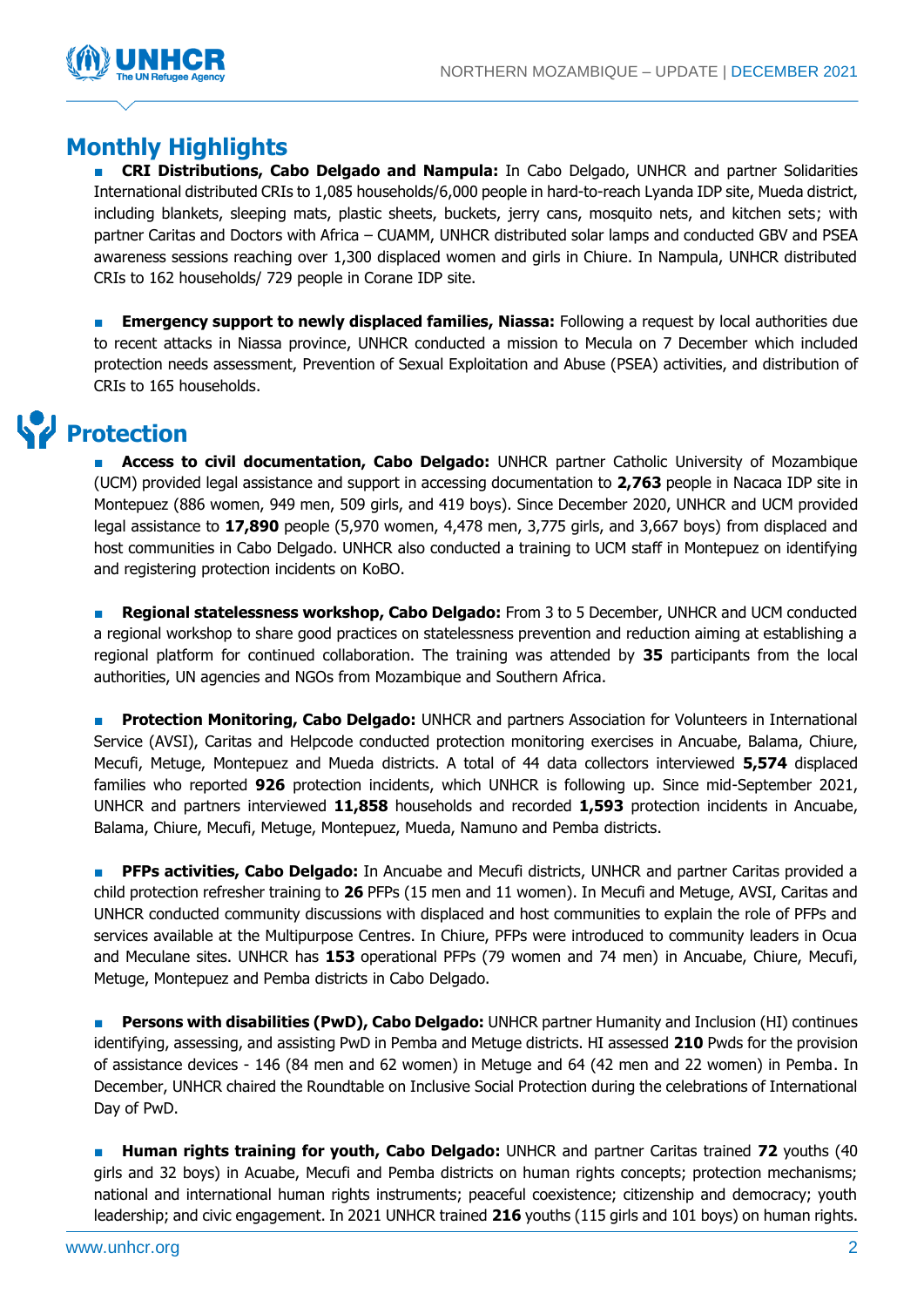## Monthly Highlights

- **CRI Distributions, Cabo Delgado and Nampula:** In Cabo Delgado, UNHCR and partner Solidarities International distributed CRIs to 1,085 households/6,000 people in hard-to-reach Lyanda IDP site, Mueda district, including blankets, sleeping mats, plastic sheets, buckets, jerry cans, mosquito nets, and kitchen sets; with partner Caritas and Doctors with Africa – CUAMM, UNHCR distributed solar lamps and conducted GBV and PSEA awareness sessions reaching over 1,300 displaced women and girls in Chiure. In Nampula, UNHCR distributed CRIs to 162 households/ 729 people in Corane IDP site.

- **Emergency support to newly displaced families, Niassa:** Following a request by local authorities due to recent attacks in Niassa province, UNHCR conducted a mission to Mecula on 7 December which included protection needs assessment, Prevention of Sexual Exploitation and Abuse (PSEA) activities, and distribution of CRIs to 165 households.

## Protection

- **Access to civil documentation, Cabo Delgado:** UNHCR partner Catholic University of Mozambique (UCM) provided legal assistance and support in accessing documentation to **2,763** people in Nacaca IDP site in Montepuez (886 women, 949 men, 509 girls, and 419 boys). Since December 2020, UNHCR and UCM provided legal assistance to **17,890** people (5,970 women, 4,478 men, 3,775 girls, and 3,667 boys) from displaced and host communities in Cabo Delgado. UNHCR also conducted a training to UCM staff in Montepuez on identifying and registering protection incidents on KoBO.

- **Regional statelessness workshop, Cabo Delgado:** From 3 to 5 December, UNHCR and UCM conducted a regional workshop to share good practices on statelessness prevention and reduction aiming at establishing a regional platform for continued collaboration. The training was attended by **35** participants from the local authorities, UN agencies and NGOs from Mozambique and Southern Africa.

- **Protection Monitoring, Cabo Delgado:** UNHCR and partners Association for Volunteers in International Service (AVSI), Caritas and Helpcode conducted protection monitoring exercises in Ancuabe, Balama, Chiure, Mecufi, Metuge, Montepuez and Mueda districts. A total of 44 data collectors interviewed **5,574** displaced families who reported **926** protection incidents, which UNHCR is following up. Since mid-September 2021, UNHCR and partners interviewed **11,858** households and recorded **1,593** protection incidents in Ancuabe, Balama, Chiure, Mecufi, Metuge, Montepuez, Mueda, Namuno and Pemba districts.

- **PFPs activities, Cabo Delgado:** In Ancuabe and Mecufi districts, UNHCR and partner Caritas provided a child protection refresher training to **26** PFPs (15 men and 11 women). In Mecufi and Metuge, AVSI, Caritas and UNHCR conducted community discussions with displaced and host communities to explain the role of PFPs and services available at the Multipurpose Centres. In Chiure, PFPs were introduced to community leaders in Ocua and Meculane sites. UNHCR has **153** operational PFPs (79 women and 74 men) in Ancuabe, Chiure, Mecufi, Metuge, Montepuez and Pemba districts in Cabo Delgado.

- **Persons with disabilities (PwD), Cabo Delgado:** UNHCR partner Humanity and Inclusion (HI) continues identifying, assessing, and assisting PwD in Pemba and Metuge districts. HI assessed **210** Pwds for the provision of assistance devices - 146 (84 men and 62 women) in Metuge and 64 (42 men and 22 women) in Pemba. In December, UNHCR chaired the Roundtable on Inclusive Social Protection during the celebrations of International Day of PwD.

- **Human rights training for youth, Cabo Delgado:** UNHCR and partner Caritas trained **72** youths (40 girls and 32 boys) in Acuabe, Mecufi and Pemba districts on human rights concepts; protection mechanisms; national and international human rights instruments; peaceful coexistence; citizenship and democracy; youth leadership; and civic engagement. In 2021 UNHCR trained **216** youths (115 girls and 101 boys) on human rights.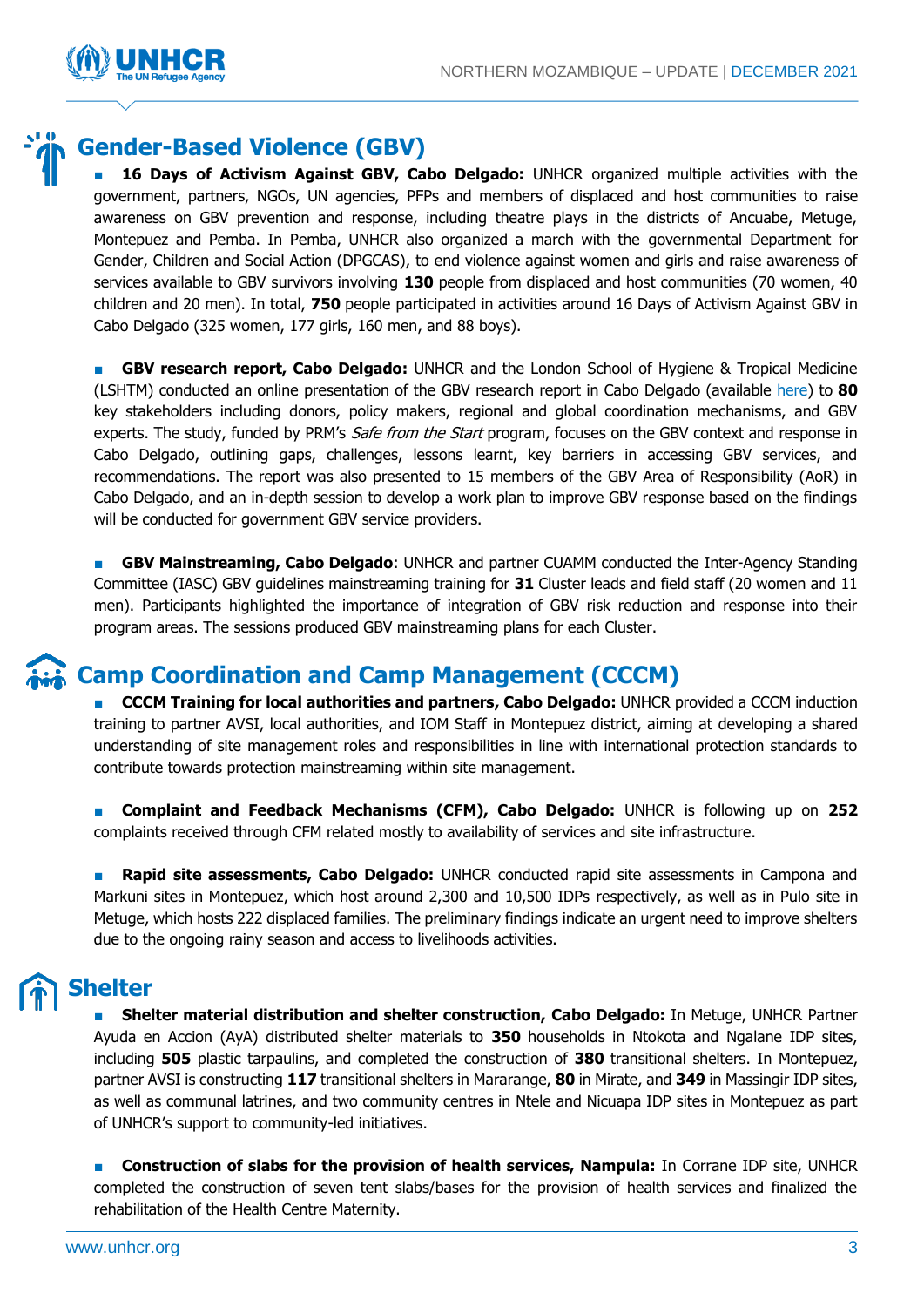## Gender-Based Violence (GBV)

- **16 Days of Activism Against GBV, Cabo Delgado:** UNHCR organized multiple activities with the government, partners, NGOs, UN agencies, PFPs and members of displaced and host communities to raise awareness on GBV prevention and response, including theatre plays in the districts of Ancuabe, Metuge, Montepuez and Pemba. In Pemba, UNHCR also organized a march with the governmental Department for Gender, Children and Social Action (DPGCAS), to end violence against women and girls and raise awareness of services available to GBV survivors involving **130** people from displaced and host communities (70 women, 40 children and 20 men). In total, **750** people participated in activities around 16 Days of Activism Against GBV in Cabo Delgado (325 women, 177 girls, 160 men, and 88 boys).

- **GBV research report, Cabo Delgado:** UNHCR and the London School of Hygiene & Tropical Medicine (LSHTM) conducted an online presentation of the GBV research report in Cabo Delgado (available here) to **80** key stakeholders including donors, policy makers, regional and global coordination mechanisms, and GBV experts. The study, funded by PRM's *Safe from the Start* program, focuses on the GBV context and response in Cabo Delgado, outlining gaps, challenges, lessons learnt, key barriers in accessing GBV services, and recommendations. The report was also presented to 15 members of the GBV Area of Responsibility (AoR) in Cabo Delgado, and an in-depth session to develop a work plan to improve GBV response based on the findings will be conducted for government GBV service providers.

- **GBV Mainstreaming, Cabo Delgado**: UNHCR and partner CUAMM conducted the Inter-Agency Standing Committee (IASC) GBV guidelines mainstreaming training for **31** Cluster leads and field staff (20 women and 11 men). Participants highlighted the importance of integration of GBV risk reduction and response into their program areas. The sessions produced GBV mainstreaming plans for each Cluster.

## Camp Coordination and Camp Management (CCCM)

- **CCCM Training for local authorities and partners, Cabo Delgado:** UNHCR provided a CCCM induction training to partner AVSI, local authorities, and IOM Staff in Montepuez district, aiming at developing a shared understanding of site management roles and responsibilities in line with international protection standards to contribute towards protection mainstreaming within site management.

- **Complaint and Feedback Mechanisms (CFM), Cabo Delgado:** UNHCR is following up on **252** complaints received through CFM related mostly to availability of services and site infrastructure.

- **Rapid site assessments, Cabo Delgado:** UNHCR conducted rapid site assessments in Campona and Markuni sites in Montepuez, which host around 2,300 and 10,500 IDPs respectively, as well as in Pulo site in Metuge, which hosts 222 displaced families. The preliminary findings indicate an urgent need to improve shelters due to the ongoing rainy season and access to livelihoods activities.

## Shelter

- **Shelter material distribution and shelter construction, Cabo Delgado:** In Metuge, UNHCR Partner Ayuda en Accion (AyA) distributed shelter materials to **350** households in Ntokota and Ngalane IDP sites, including **505** plastic tarpaulins, and completed the construction of **380** transitional shelters. In Montepuez, partner AVSI is constructing **117** transitional shelters in Mararange, **80** in Mirate, and **349** in Massingir IDP sites, as well as communal latrines, and two community centres in Ntele and Nicuapa IDP sites in Montepuez as part of UNHCR's support to community-led initiatives.

- **Construction of slabs for the provision of health services, Nampula:** In Corrane IDP site, UNHCR completed the construction of seven tent slabs/bases for the provision of health services and finalized the rehabilitation of the Health Centre Maternity.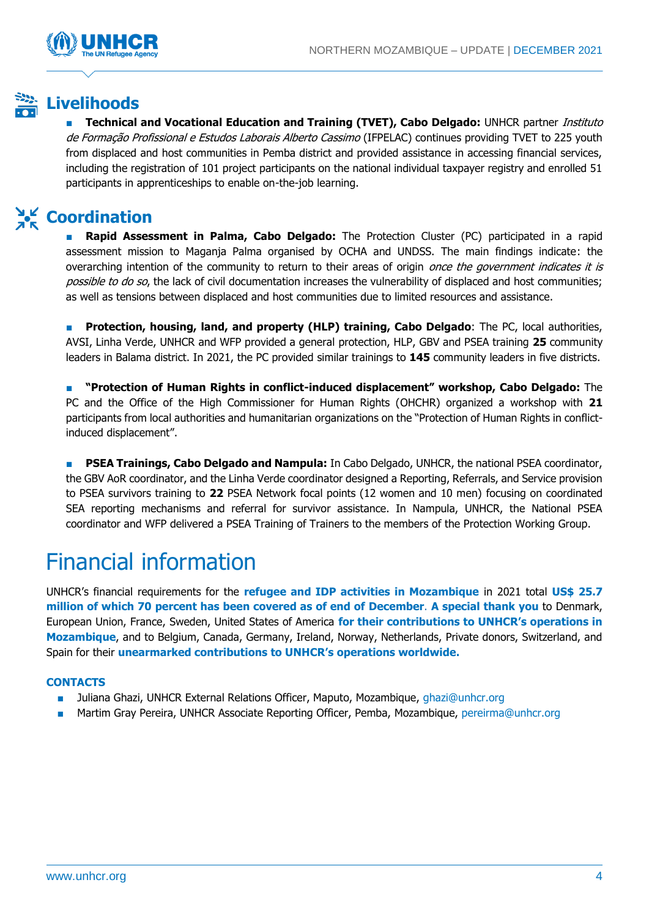## Livelihoods

- **Technical and Vocational Education and Training (TVET), Cabo Delgado:** UNHCR partner *Instituto de Formação Profissional e Estudos Laborais Alberto Cassimo* (IFPELAC) continues providing TVET to 225 youth from displaced and host communities in Pemba district and provided assistance in accessing financial services, including the registration of 101 project participants on the national individual taxpayer registry and enrolled 51 participants in apprenticeships to enable on-the-job learning.

## Coordination

- **Rapid Assessment in Palma, Cabo Delgado:** The Protection Cluster (PC) participated in a rapid assessment mission to Maganja Palma organised by OCHA and UNDSS. The main findings indicate: the overarching intention of the community to return to their areas of origin *once the government indicates it is possible to do so*, the lack of civil documentation increases the vulnerability of displaced and host communities; as well as tensions between displaced and host communities due to limited resources and assistance.

- **Protection, housing, land, and property (HLP) training, Cabo Delgado**: The PC, local authorities, AVSI, Linha Verde, UNHCR and WFP provided a general protection, HLP, GBV and PSEA training **25** community leaders in Balama district. In 2021, the PC provided similar trainings to **145** community leaders in five districts.

- **"Protection of Human Rights in conflict-induced displacement" workshop, Cabo Delgado:** The PC and the Office of the High Commissioner for Human Rights (OHCHR) organized a workshop with **21** participants from local authorities and humanitarian organizations on the "Protection of Human Rights in conflict-induced displacement".

- **PSEA Trainings, Cabo Delgado and Nampula:** In Cabo Delgado, UNHCR, the national PSEA coordinator, the GBV AoR coordinator, and the Linha Verde coordinator designed a Reporting, Referrals, and Service provision to PSEA survivors training to **22** PSEA Network focal points (12 women and 10 men) focusing on coordinated SEA reporting mechanisms and referral for survivor assistance. In Nampula, UNHCR, the National PSEA coordinator and WFP delivered a PSEA Training of Trainers to the members of the Protection Working Group.

# Financial information

UNHCR's financial requirements for the **refugee and IDP activities in Mozambique** in 2021 total **US$ 25.7 million of which 70 percent has been covered as of end of December**. **A special thank you** to Denmark, European Union, France, Sweden, United States of America **for their contributions to UNHCR's operations in Mozambique**, and to Belgium, Canada, Germany, Ireland, Norway, Netherlands, Private donors, Switzerland, and Spain for their **unearmarked contributions to UNHCR's operations worldwide.**

**CONTACTS**

- Juliana Ghazi, UNHCR External Relations Officer, Maputo, Mozambique, ghazi@unhcr.org
- Martim Gray Pereira, UNHCR Associate Reporting Officer, Pemba, Mozambique, pereirma@unhcr.org